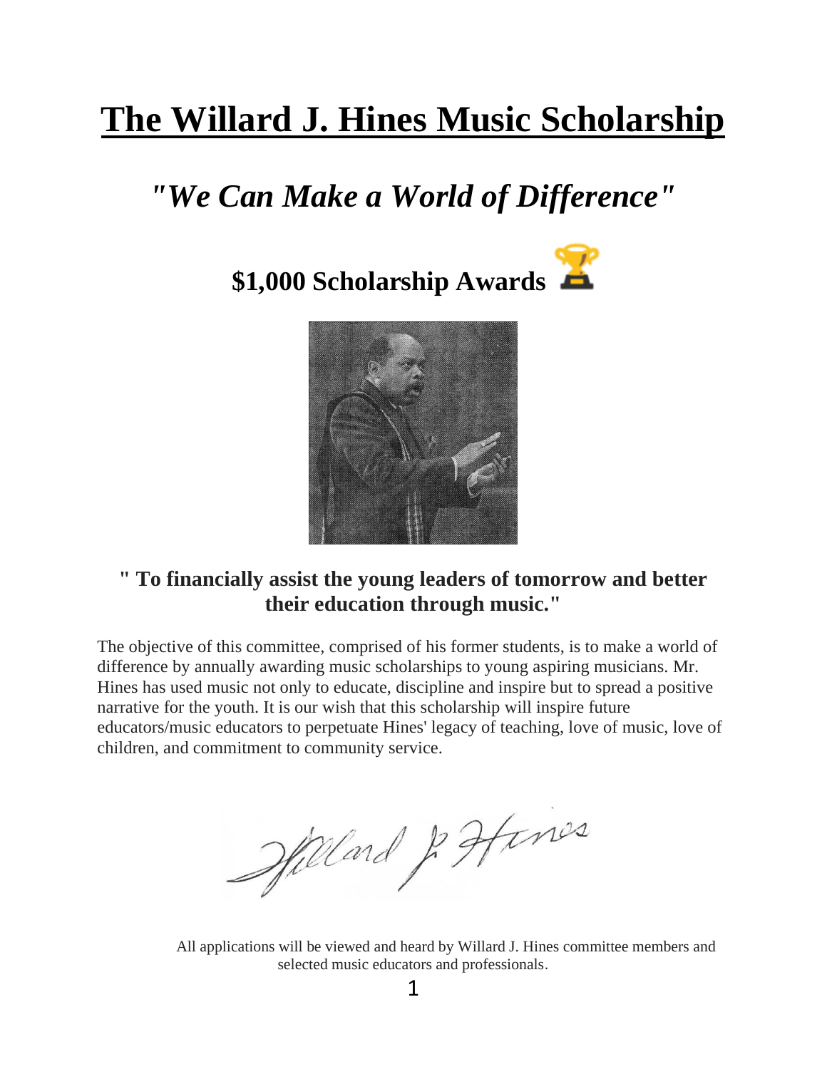# The Willard J. Hines Music Scholarship

## *"We Can Make a World of Difference"*

### $1,000 Scholarship Awards 🏆

**" To financially assist the young leaders of tomorrow and better their education through music."**

The objective of this committee, comprised of his former students, is to make a world of difference by annually awarding music scholarships to young aspiring musicians. Mr. Hines has used music not only to educate, discipline and inspire but to spread a positive narrative for the youth. It is our wish that this scholarship will inspire future educators/music educators to perpetuate Hines' legacy of teaching, love of music, love of children, and commitment to community service.

Willard J. Hines

All applications will be viewed and heard by Willard J. Hines committee members and selected music educators and professionals.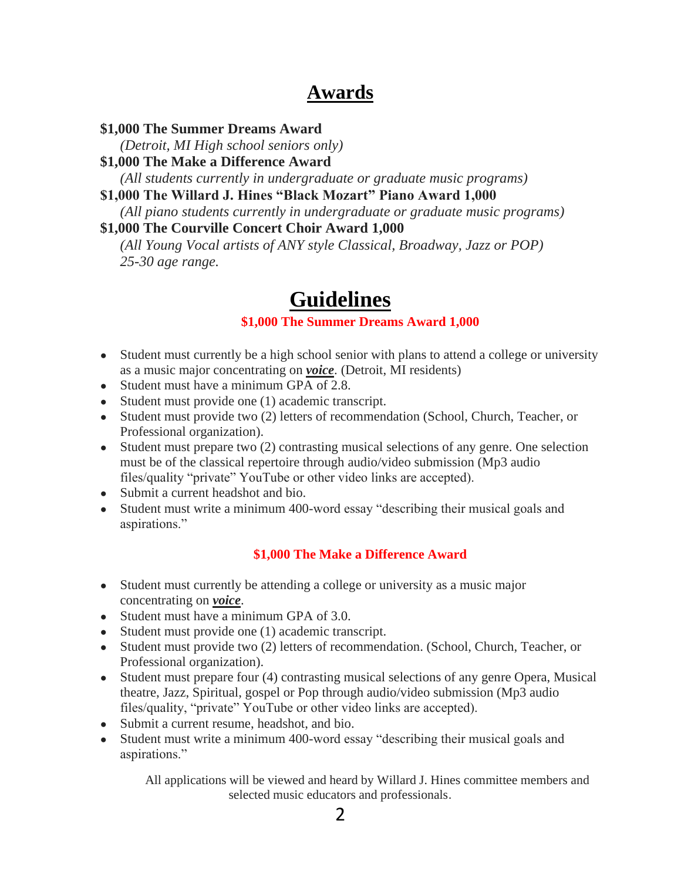# Awards

**$1,000 The Summer Dreams Award**
*(Detroit, MI High school seniors only)*
**$1,000 The Make a Difference Award**
*(All students currently in undergraduate or graduate music programs)*
**$1,000 The Willard J. Hines "Black Mozart" Piano Award 1,000**
*(All piano students currently in undergraduate or graduate music programs)*
**$1,000 The Courville Concert Choir Award 1,000**
*(All Young Vocal artists of ANY style Classical, Broadway, Jazz or POP) 25-30 age range.*

# Guidelines

### $1,000 The Summer Dreams Award 1,000

- Student must currently be a high school senior with plans to attend a college or university as a music major concentrating on ***voice***. (Detroit, MI residents)
- Student must have a minimum GPA of 2.8.
- Student must provide one (1) academic transcript.
- Student must provide two (2) letters of recommendation (School, Church, Teacher, or Professional organization).
- Student must prepare two (2) contrasting musical selections of any genre. One selection must be of the classical repertoire through audio/video submission (Mp3 audio files/quality "private" YouTube or other video links are accepted).
- Submit a current headshot and bio.
- Student must write a minimum 400-word essay "describing their musical goals and aspirations."

### $1,000 The Make a Difference Award

- Student must currently be attending a college or university as a music major concentrating on ***voice***.
- Student must have a minimum GPA of 3.0.
- Student must provide one (1) academic transcript.
- Student must provide two (2) letters of recommendation. (School, Church, Teacher, or Professional organization).
- Student must prepare four (4) contrasting musical selections of any genre Opera, Musical theatre, Jazz, Spiritual, gospel or Pop through audio/video submission (Mp3 audio files/quality, "private" YouTube or other video links are accepted).
- Submit a current resume, headshot, and bio.
- Student must write a minimum 400-word essay "describing their musical goals and aspirations."

All applications will be viewed and heard by Willard J. Hines committee members and selected music educators and professionals.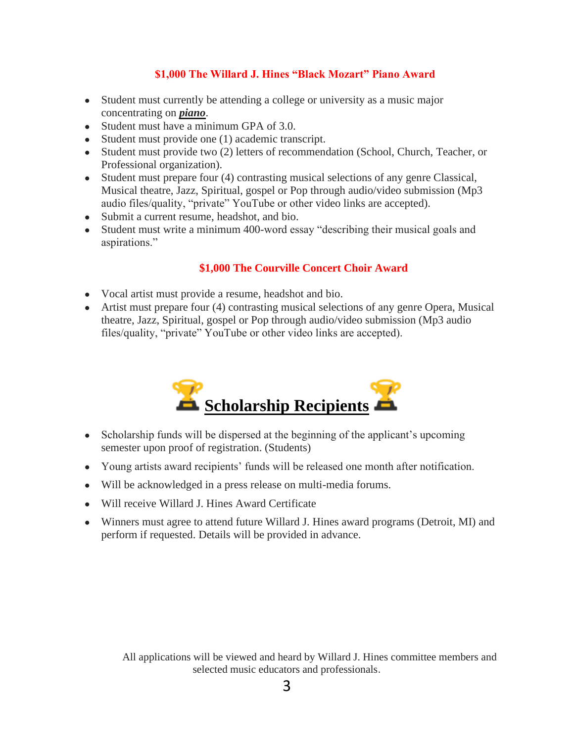### $1,000 The Willard J. Hines "Black Mozart" Piano Award

- Student must currently be attending a college or university as a music major concentrating on ***piano***.
- Student must have a minimum GPA of 3.0.
- Student must provide one (1) academic transcript.
- Student must provide two (2) letters of recommendation (School, Church, Teacher, or Professional organization).
- Student must prepare four (4) contrasting musical selections of any genre Classical, Musical theatre, Jazz, Spiritual, gospel or Pop through audio/video submission (Mp3 audio files/quality, "private" YouTube or other video links are accepted).
- Submit a current resume, headshot, and bio.
- Student must write a minimum 400-word essay "describing their musical goals and aspirations."

### $1,000 The Courville Concert Choir Award

- Vocal artist must provide a resume, headshot and bio.
- Artist must prepare four (4) contrasting musical selections of any genre Opera, Musical theatre, Jazz, Spiritual, gospel or Pop through audio/video submission (Mp3 audio files/quality, "private" YouTube or other video links are accepted).

## 🏆 Scholarship Recipients 🏆

- Scholarship funds will be dispersed at the beginning of the applicant's upcoming semester upon proof of registration. (Students)
- Young artists award recipients' funds will be released one month after notification.
- Will be acknowledged in a press release on multi-media forums.
- Will receive Willard J. Hines Award Certificate
- Winners must agree to attend future Willard J. Hines award programs (Detroit, MI) and perform if requested. Details will be provided in advance.

All applications will be viewed and heard by Willard J. Hines committee members and selected music educators and professionals.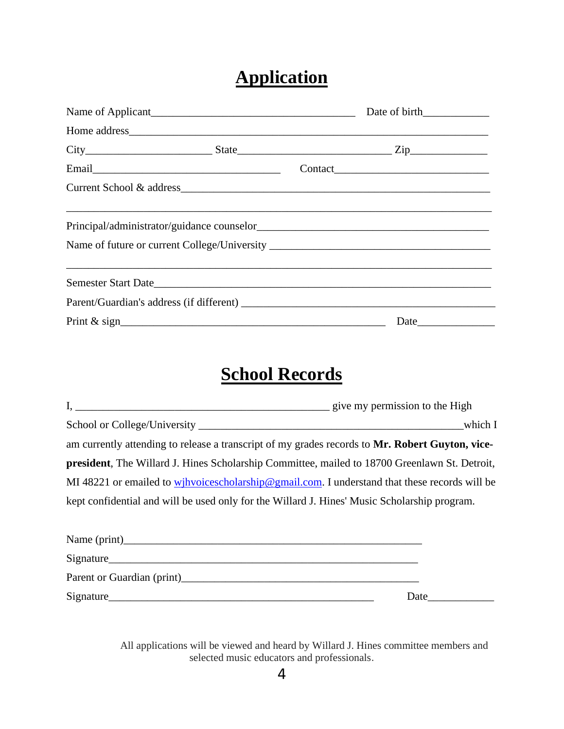# Application

Name of Applicant_____________________________________ Date of birth____________

Home address_________________________________________________________________

City______________________ State____________________________ Zip______________

Email__________________________________ Contact_____________________________

Current School & address_______________________________________________________

_____________________________________________________________________________

Principal/administrator/guidance counselor_____________________________________________

Name of future or current College/University ____________________________________

_____________________________________________________________________________

Semester Start Date____________________________________________________________

Parent/Guardian's address (if different) ___________________________________________

Print & sign________________________________________________ Date______________

# School Records

I, _______________________________________________ give my permission to the High School or College/University _________________________________________________which I am currently attending to release a transcript of my grades records to **Mr. Robert Guyton, vice-president**, The Willard J. Hines Scholarship Committee, mailed to 18700 Greenlawn St. Detroit, MI 48221 or emailed to wjhvoicescholarship@gmail.com. I understand that these records will be kept confidential and will be used only for the Willard J. Hines' Music Scholarship program.

Name (print)_______________________________________________________

Signature_________________________________________________________

Parent or Guardian (print)____________________________________________

Signature_________________________________________________ Date____________

All applications will be viewed and heard by Willard J. Hines committee members and selected music educators and professionals.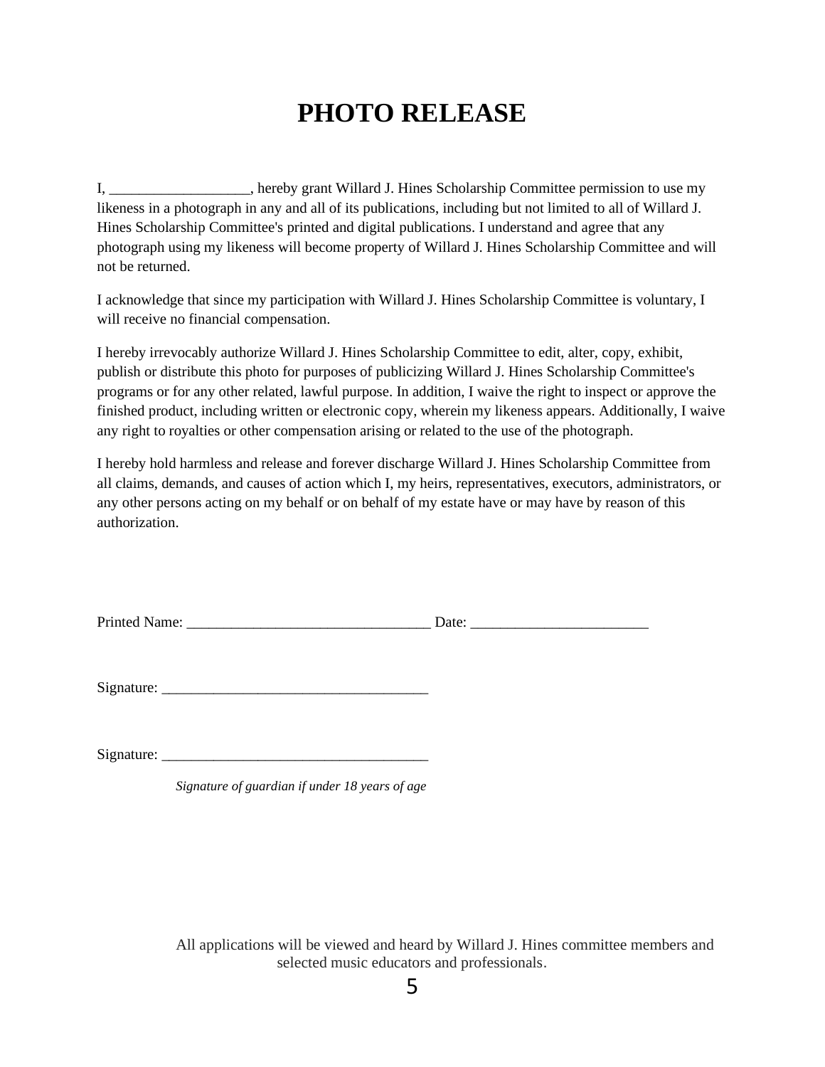# PHOTO RELEASE

I, ___________________, hereby grant Willard J. Hines Scholarship Committee permission to use my likeness in a photograph in any and all of its publications, including but not limited to all of Willard J. Hines Scholarship Committee's printed and digital publications. I understand and agree that any photograph using my likeness will become property of Willard J. Hines Scholarship Committee and will not be returned.

I acknowledge that since my participation with Willard J. Hines Scholarship Committee is voluntary, I will receive no financial compensation.

I hereby irrevocably authorize Willard J. Hines Scholarship Committee to edit, alter, copy, exhibit, publish or distribute this photo for purposes of publicizing Willard J. Hines Scholarship Committee's programs or for any other related, lawful purpose. In addition, I waive the right to inspect or approve the finished product, including written or electronic copy, wherein my likeness appears. Additionally, I waive any right to royalties or other compensation arising or related to the use of the photograph.

I hereby hold harmless and release and forever discharge Willard J. Hines Scholarship Committee from all claims, demands, and causes of action which I, my heirs, representatives, executors, administrators, or any other persons acting on my behalf or on behalf of my estate have or may have by reason of this authorization.

Printed Name: _________________________________ Date: ________________________

Signature: ____________________________________

Signature: ____________________________________

*Signature of guardian if under 18 years of age*

All applications will be viewed and heard by Willard J. Hines committee members and selected music educators and professionals.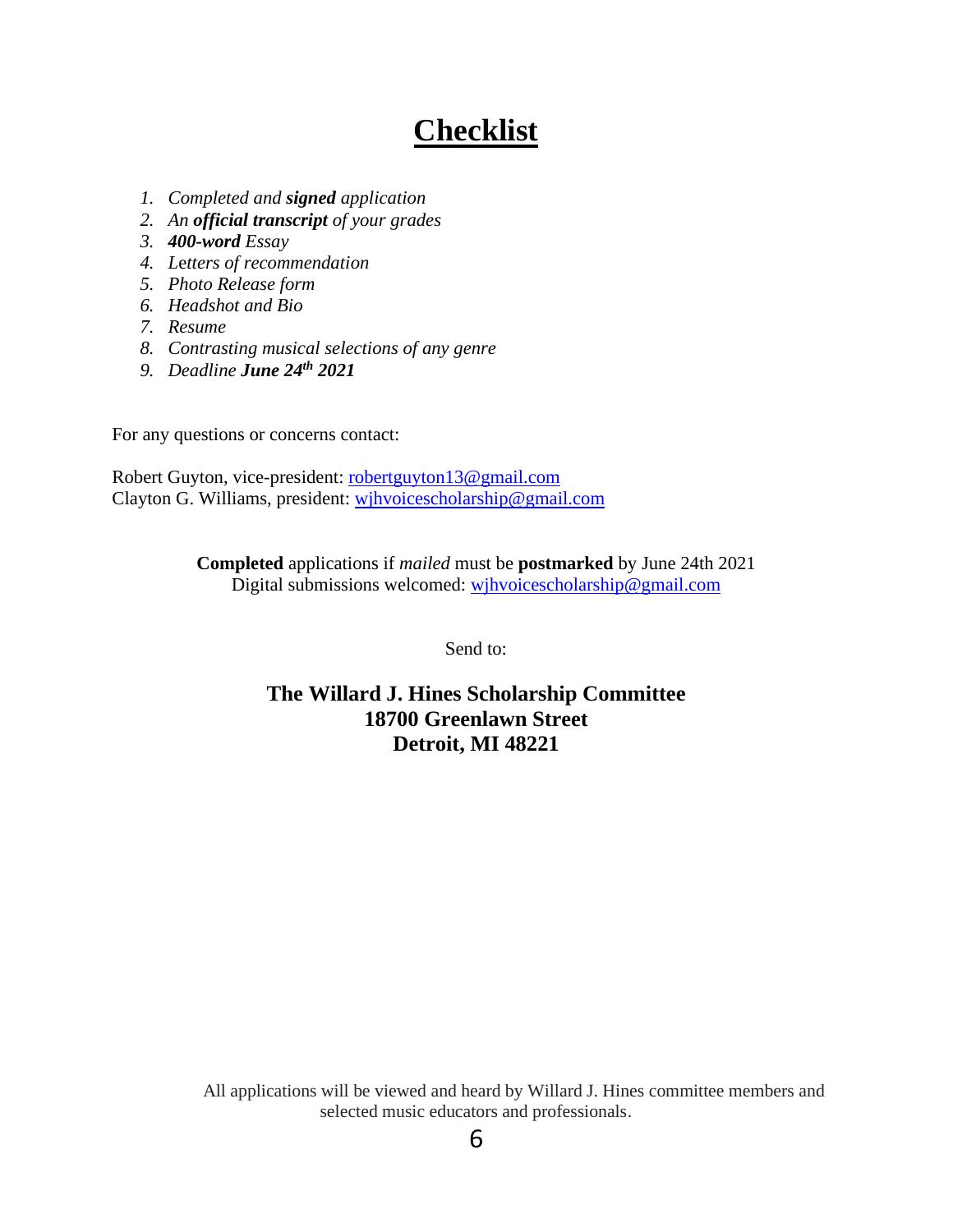# Checklist

1. *Completed and **signed** application*
2. *An **official transcript** of your grades*
3. ***400-word** Essay*
4. *Letters of recommendation*
5. *Photo Release form*
6. *Headshot and Bio*
7. *Resume*
8. *Contrasting musical selections of any genre*
9. *Deadline **June 24th 2021***

For any questions or concerns contact:

Robert Guyton, vice-president: robertguyton13@gmail.com
Clayton G. Williams, president: wjhvoicescholarship@gmail.com

**Completed** applications if *mailed* must be **postmarked** by June 24th 2021
Digital submissions welcomed: wjhvoicescholarship@gmail.com

Send to:

**The Willard J. Hines Scholarship Committee**
**18700 Greenlawn Street**
**Detroit, MI 48221**

All applications will be viewed and heard by Willard J. Hines committee members and selected music educators and professionals.